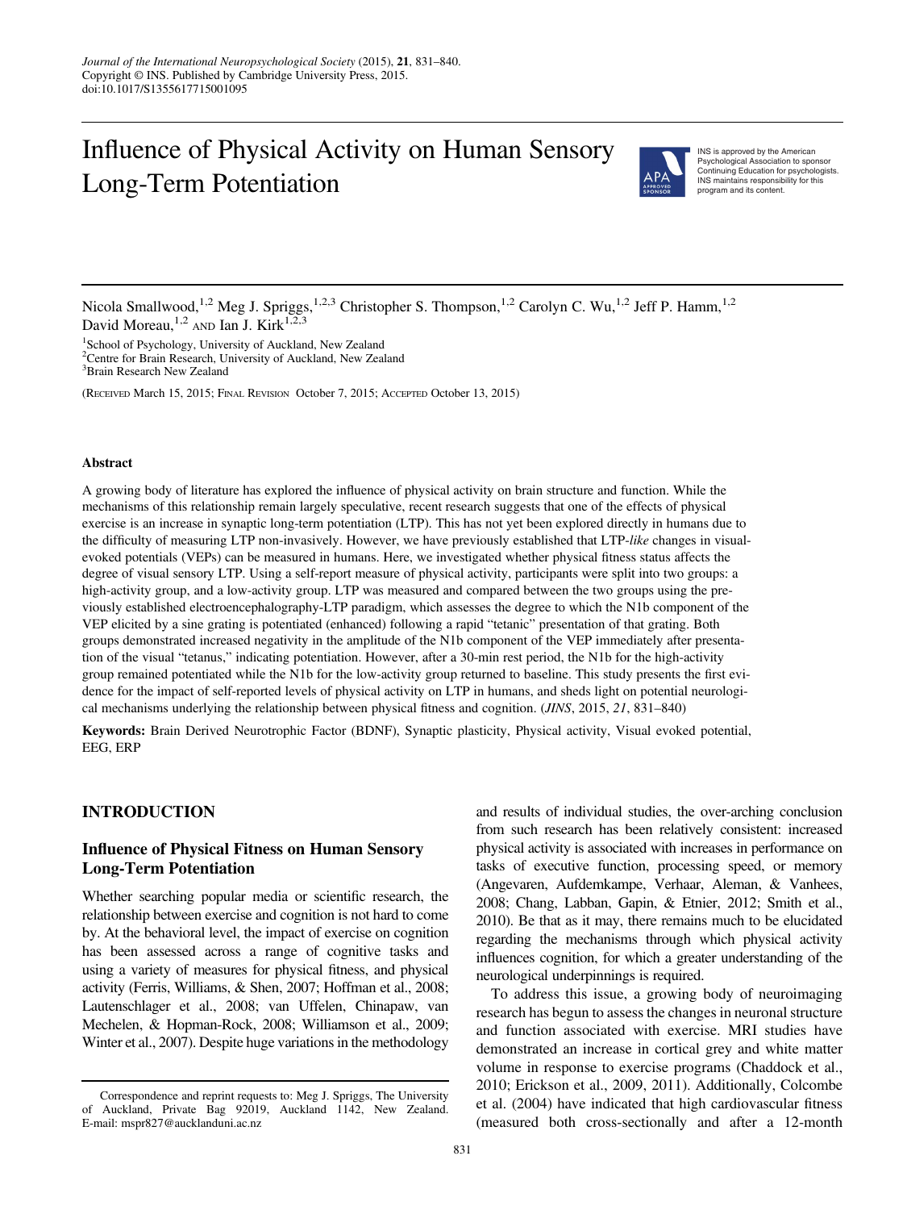Journal of the International Neuropsychological Society (2015), **21**, 831–840.
Copyright © INS. Published by Cambridge University Press, 2015.
doi:10.1017/S1355617715001095

# Influence of Physical Activity on Human Sensory Long-Term Potentiation

INS is approved by the American Psychological Association to sponsor Continuing Education for psychologists. INS maintains responsibility for this program and its content.

Nicola Smallwood,[1,2] Meg J. Spriggs,[1,2,3] Christopher S. Thompson,[1,2] Carolyn C. Wu,[1,2] Jeff P. Hamm,[1,2] David Moreau,[1,2] AND Ian J. Kirk[1,2,3]

[1]School of Psychology, University of Auckland, New Zealand
[2]Centre for Brain Research, University of Auckland, New Zealand
[3]Brain Research New Zealand

(RECEIVED March 15, 2015; FINAL REVISION October 7, 2015; ACCEPTED October 13, 2015)

### Abstract

A growing body of literature has explored the influence of physical activity on brain structure and function. While the mechanisms of this relationship remain largely speculative, recent research suggests that one of the effects of physical exercise is an increase in synaptic long-term potentiation (LTP). This has not yet been explored directly in humans due to the difficulty of measuring LTP non-invasively. However, we have previously established that LTP-*like* changes in visual-evoked potentials (VEPs) can be measured in humans. Here, we investigated whether physical fitness status affects the degree of visual sensory LTP. Using a self-report measure of physical activity, participants were split into two groups: a high-activity group, and a low-activity group. LTP was measured and compared between the two groups using the previously established electroencephalography-LTP paradigm, which assesses the degree to which the N1b component of the VEP elicited by a sine grating is potentiated (enhanced) following a rapid "tetanic" presentation of that grating. Both groups demonstrated increased negativity in the amplitude of the N1b component of the VEP immediately after presentation of the visual "tetanus," indicating potentiation. However, after a 30-min rest period, the N1b for the high-activity group remained potentiated while the N1b for the low-activity group returned to baseline. This study presents the first evidence for the impact of self-reported levels of physical activity on LTP in humans, and sheds light on potential neurological mechanisms underlying the relationship between physical fitness and cognition. (*JINS*, 2015, *21*, 831–840)

**Keywords:** Brain Derived Neurotrophic Factor (BDNF), Synaptic plasticity, Physical activity, Visual evoked potential, EEG, ERP

## INTRODUCTION

### Influence of Physical Fitness on Human Sensory Long-Term Potentiation

Whether searching popular media or scientific research, the relationship between exercise and cognition is not hard to come by. At the behavioral level, the impact of exercise on cognition has been assessed across a range of cognitive tasks and using a variety of measures for physical fitness, and physical activity (Ferris, Williams, & Shen, 2007; Hoffman et al., 2008; Lautenschlager et al., 2008; van Uffelen, Chinapaw, van Mechelen, & Hopman-Rock, 2008; Williamson et al., 2009; Winter et al., 2007). Despite huge variations in the methodology and results of individual studies, the over-arching conclusion from such research has been relatively consistent: increased physical activity is associated with increases in performance on tasks of executive function, processing speed, or memory (Angevaren, Aufdemkampe, Verhaar, Aleman, & Vanhees, 2008; Chang, Labban, Gapin, & Etnier, 2012; Smith et al., 2010). Be that as it may, there remains much to be elucidated regarding the mechanisms through which physical activity influences cognition, for which a greater understanding of the neurological underpinnings is required.

To address this issue, a growing body of neuroimaging research has begun to assess the changes in neuronal structure and function associated with exercise. MRI studies have demonstrated an increase in cortical grey and white matter volume in response to exercise programs (Chaddock et al., 2010; Erickson et al., 2009, 2011). Additionally, Colcombe et al. (2004) have indicated that high cardiovascular fitness (measured both cross-sectionally and after a 12-month

Correspondence and reprint requests to: Meg J. Spriggs, The University of Auckland, Private Bag 92019, Auckland 1142, New Zealand. E-mail: mspr827@aucklanduni.ac.nz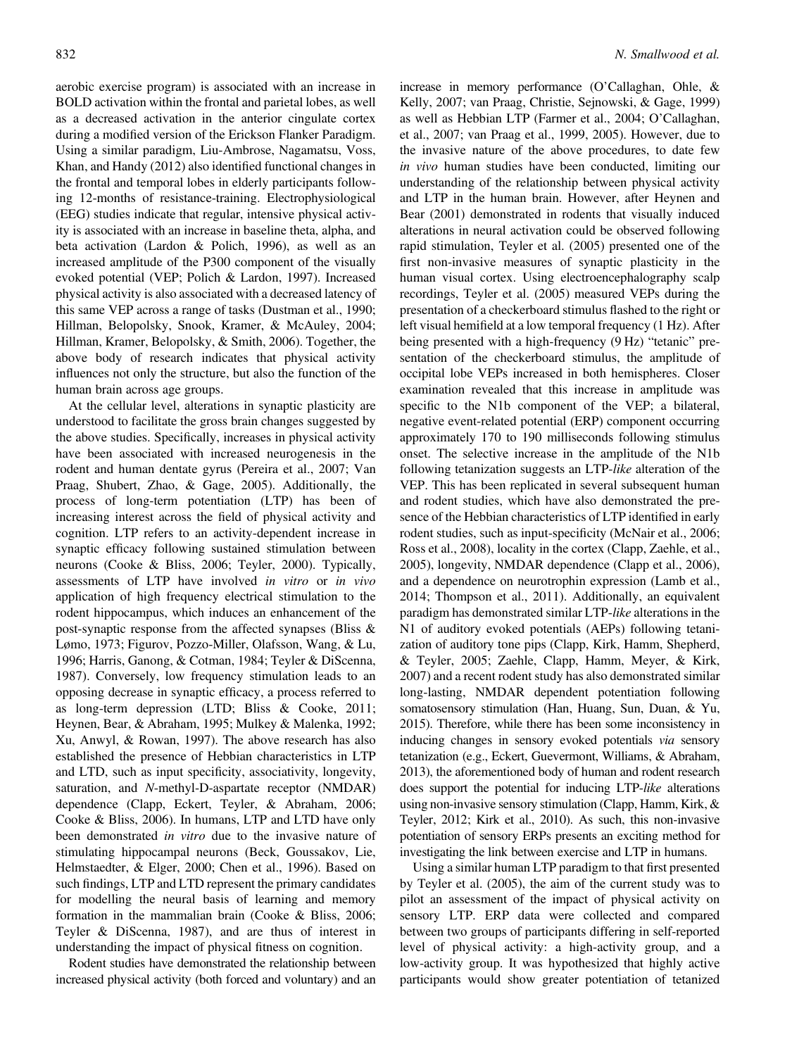aerobic exercise program) is associated with an increase in BOLD activation within the frontal and parietal lobes, as well as a decreased activation in the anterior cingulate cortex during a modified version of the Erickson Flanker Paradigm. Using a similar paradigm, Liu-Ambrose, Nagamatsu, Voss, Khan, and Handy (2012) also identified functional changes in the frontal and temporal lobes in elderly participants following 12-months of resistance-training. Electrophysiological (EEG) studies indicate that regular, intensive physical activity is associated with an increase in baseline theta, alpha, and beta activation (Lardon & Polich, 1996), as well as an increased amplitude of the P300 component of the visually evoked potential (VEP; Polich & Lardon, 1997). Increased physical activity is also associated with a decreased latency of this same VEP across a range of tasks (Dustman et al., 1990; Hillman, Belopolsky, Snook, Kramer, & McAuley, 2004; Hillman, Kramer, Belopolsky, & Smith, 2006). Together, the above body of research indicates that physical activity influences not only the structure, but also the function of the human brain across age groups.

At the cellular level, alterations in synaptic plasticity are understood to facilitate the gross brain changes suggested by the above studies. Specifically, increases in physical activity have been associated with increased neurogenesis in the rodent and human dentate gyrus (Pereira et al., 2007; Van Praag, Shubert, Zhao, & Gage, 2005). Additionally, the process of long-term potentiation (LTP) has been of increasing interest across the field of physical activity and cognition. LTP refers to an activity-dependent increase in synaptic efficacy following sustained stimulation between neurons (Cooke & Bliss, 2006; Teyler, 2000). Typically, assessments of LTP have involved *in vitro* or *in vivo* application of high frequency electrical stimulation to the rodent hippocampus, which induces an enhancement of the post-synaptic response from the affected synapses (Bliss & Lømo, 1973; Figurov, Pozzo-Miller, Olafsson, Wang, & Lu, 1996; Harris, Ganong, & Cotman, 1984; Teyler & DiScenna, 1987). Conversely, low frequency stimulation leads to an opposing decrease in synaptic efficacy, a process referred to as long-term depression (LTD; Bliss & Cooke, 2011; Heynen, Bear, & Abraham, 1995; Mulkey & Malenka, 1992; Xu, Anwyl, & Rowan, 1997). The above research has also established the presence of Hebbian characteristics in LTP and LTD, such as input specificity, associativity, longevity, saturation, and *N*-methyl-D-aspartate receptor (NMDAR) dependence (Clapp, Eckert, Teyler, & Abraham, 2006; Cooke & Bliss, 2006). In humans, LTP and LTD have only been demonstrated *in vitro* due to the invasive nature of stimulating hippocampal neurons (Beck, Goussakov, Lie, Helmstaedter, & Elger, 2000; Chen et al., 1996). Based on such findings, LTP and LTD represent the primary candidates for modelling the neural basis of learning and memory formation in the mammalian brain (Cooke & Bliss, 2006; Teyler & DiScenna, 1987), and are thus of interest in understanding the impact of physical fitness on cognition.

Rodent studies have demonstrated the relationship between increased physical activity (both forced and voluntary) and an increase in memory performance (O'Callaghan, Ohle, & Kelly, 2007; van Praag, Christie, Sejnowski, & Gage, 1999) as well as Hebbian LTP (Farmer et al., 2004; O'Callaghan, et al., 2007; van Praag et al., 1999, 2005). However, due to the invasive nature of the above procedures, to date few *in vivo* human studies have been conducted, limiting our understanding of the relationship between physical activity and LTP in the human brain. However, after Heynen and Bear (2001) demonstrated in rodents that visually induced alterations in neural activation could be observed following rapid stimulation, Teyler et al. (2005) presented one of the first non-invasive measures of synaptic plasticity in the human visual cortex. Using electroencephalography scalp recordings, Teyler et al. (2005) measured VEPs during the presentation of a checkerboard stimulus flashed to the right or left visual hemifield at a low temporal frequency (1 Hz). After being presented with a high-frequency (9 Hz) "tetanic" presentation of the checkerboard stimulus, the amplitude of occipital lobe VEPs increased in both hemispheres. Closer examination revealed that this increase in amplitude was specific to the N1b component of the VEP; a bilateral, negative event-related potential (ERP) component occurring approximately 170 to 190 milliseconds following stimulus onset. The selective increase in the amplitude of the N1b following tetanization suggests an LTP-*like* alteration of the VEP. This has been replicated in several subsequent human and rodent studies, which have also demonstrated the presence of the Hebbian characteristics of LTP identified in early rodent studies, such as input-specificity (McNair et al., 2006; Ross et al., 2008), locality in the cortex (Clapp, Zaehle, et al., 2005), longevity, NMDAR dependence (Clapp et al., 2006), and a dependence on neurotrophin expression (Lamb et al., 2014; Thompson et al., 2011). Additionally, an equivalent paradigm has demonstrated similar LTP-*like* alterations in the N1 of auditory evoked potentials (AEPs) following tetanization of auditory tone pips (Clapp, Kirk, Hamm, Shepherd, & Teyler, 2005; Zaehle, Clapp, Hamm, Meyer, & Kirk, 2007) and a recent rodent study has also demonstrated similar long-lasting, NMDAR dependent potentiation following somatosensory stimulation (Han, Huang, Sun, Duan, & Yu, 2015). Therefore, while there has been some inconsistency in inducing changes in sensory evoked potentials *via* sensory tetanization (e.g., Eckert, Guevermont, Williams, & Abraham, 2013), the aforementioned body of human and rodent research does support the potential for inducing LTP-*like* alterations using non-invasive sensory stimulation (Clapp, Hamm, Kirk, & Teyler, 2012; Kirk et al., 2010). As such, this non-invasive potentiation of sensory ERPs presents an exciting method for investigating the link between exercise and LTP in humans.

Using a similar human LTP paradigm to that first presented by Teyler et al. (2005), the aim of the current study was to pilot an assessment of the impact of physical activity on sensory LTP. ERP data were collected and compared between two groups of participants differing in self-reported level of physical activity: a high-activity group, and a low-activity group. It was hypothesized that highly active participants would show greater potentiation of tetanized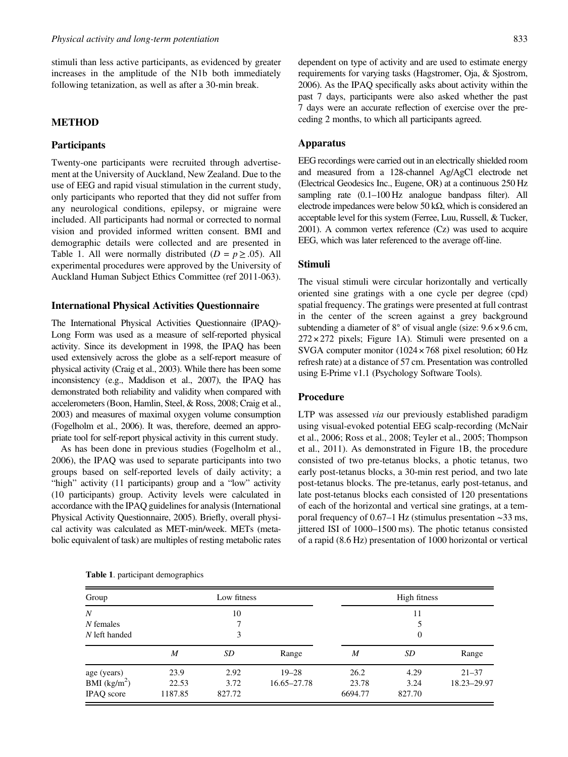stimuli than less active participants, as evidenced by greater increases in the amplitude of the N1b both immediately following tetanization, as well as after a 30-min break.

## METHOD

### Participants

Twenty-one participants were recruited through advertisement at the University of Auckland, New Zealand. Due to the use of EEG and rapid visual stimulation in the current study, only participants who reported that they did not suffer from any neurological conditions, epilepsy, or migraine were included. All participants had normal or corrected to normal vision and provided informed written consent. BMI and demographic details were collected and are presented in Table 1. All were normally distributed ($D = p \geq .05$). All experimental procedures were approved by the University of Auckland Human Subject Ethics Committee (ref 2011-063).

### International Physical Activities Questionnaire

The International Physical Activities Questionnaire (IPAQ)-Long Form was used as a measure of self-reported physical activity. Since its development in 1998, the IPAQ has been used extensively across the globe as a self-report measure of physical activity (Craig et al., 2003). While there has been some inconsistency (e.g., Maddison et al., 2007), the IPAQ has demonstrated both reliability and validity when compared with accelerometers (Boon, Hamlin, Steel, & Ross, 2008; Craig et al., 2003) and measures of maximal oxygen volume consumption (Fogelholm et al., 2006). It was, therefore, deemed an appropriate tool for self-report physical activity in this current study.

As has been done in previous studies (Fogelholm et al., 2006), the IPAQ was used to separate participants into two groups based on self-reported levels of daily activity; a "high" activity (11 participants) group and a "low" activity (10 participants) group. Activity levels were calculated in accordance with the IPAQ guidelines for analysis (International Physical Activity Questionnaire, 2005). Briefly, overall physical activity was calculated as MET-min/week. METs (metabolic equivalent of task) are multiples of resting metabolic rates dependent on type of activity and are used to estimate energy requirements for varying tasks (Hagstromer, Oja, & Sjostrom, 2006). As the IPAQ specifically asks about activity within the past 7 days, participants were also asked whether the past 7 days were an accurate reflection of exercise over the preceding 2 months, to which all participants agreed.

### Apparatus

EEG recordings were carried out in an electrically shielded room and measured from a 128-channel Ag/AgCl electrode net (Electrical Geodesics Inc., Eugene, OR) at a continuous 250 Hz sampling rate (0.1–100 Hz analogue bandpass filter). All electrode impedances were below 50 kΩ, which is considered an acceptable level for this system (Ferree, Luu, Russell, & Tucker, 2001). A common vertex reference (Cz) was used to acquire EEG, which was later referenced to the average off-line.

### Stimuli

The visual stimuli were circular horizontally and vertically oriented sine gratings with a one cycle per degree (cpd) spatial frequency. The gratings were presented at full contrast in the center of the screen against a grey background subtending a diameter of 8° of visual angle (size: 9.6 × 9.6 cm, 272 × 272 pixels; Figure 1A). Stimuli were presented on a SVGA computer monitor (1024 × 768 pixel resolution; 60 Hz refresh rate) at a distance of 57 cm. Presentation was controlled using E-Prime v1.1 (Psychology Software Tools).

### Procedure

LTP was assessed *via* our previously established paradigm using visual-evoked potential EEG scalp-recording (McNair et al., 2006; Ross et al., 2008; Teyler et al., 2005; Thompson et al., 2011). As demonstrated in Figure 1B, the procedure consisted of two pre-tetanus blocks, a photic tetanus, two early post-tetanus blocks, a 30-min rest period, and two late post-tetanus blocks. The pre-tetanus, early post-tetanus, and late post-tetanus blocks each consisted of 120 presentations of each of the horizontal and vertical sine gratings, at a temporal frequency of 0.67–1 Hz (stimulus presentation ~33 ms, jittered ISI of 1000–1500 ms). The photic tetanus consisted of a rapid (8.6 Hz) presentation of 1000 horizontal or vertical

**Table 1**. participant demographics

| Group | Low fitness | | | High fitness | | |
|---|---|---|---|---|---|---|
| *N* | 10 | | | 11 | | |
| *N* females | 7 | | | 5 | | |
| *N* left handed | 3 | | | 0 | | |
| | *M* | *SD* | Range | *M* | *SD* | Range |
| age (years) | 23.9 | 2.92 | 19–28 | 26.2 | 4.29 | 21–37 |
| BMI (kg/m$^2$) | 22.53 | 3.72 | 16.65–27.78 | 23.78 | 3.24 | 18.23–29.97 |
| IPAQ score | 1187.85 | 827.72 | | 6694.77 | 827.70 | |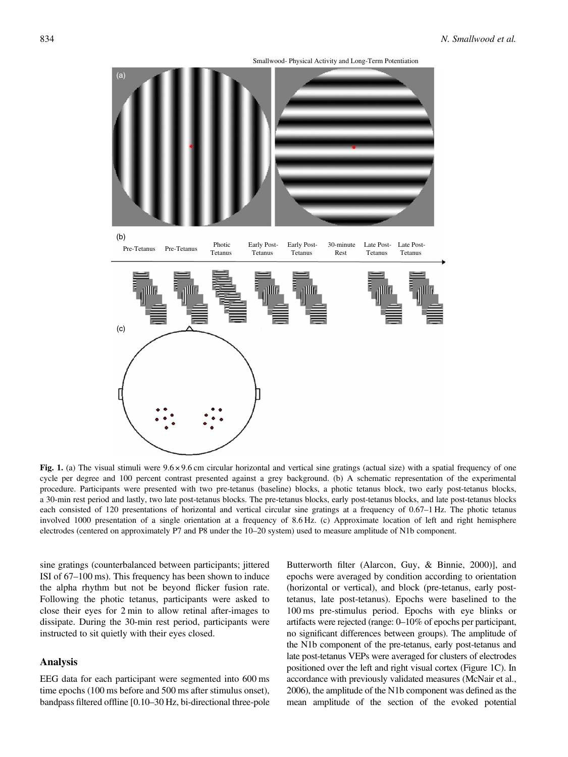**Fig. 1.** (a) The visual stimuli were 9.6 × 9.6 cm circular horizontal and vertical sine gratings (actual size) with a spatial frequency of one cycle per degree and 100 percent contrast presented against a grey background. (b) A schematic representation of the experimental procedure. Participants were presented with two pre-tetanus (baseline) blocks, a photic tetanus block, two early post-tetanus blocks, a 30-min rest period and lastly, two late post-tetanus blocks. The pre-tetanus blocks, early post-tetanus blocks, and late post-tetanus blocks each consisted of 120 presentations of horizontal and vertical circular sine gratings at a frequency of 0.67–1 Hz. The photic tetanus involved 1000 presentation of a single orientation at a frequency of 8.6 Hz. (c) Approximate location of left and right hemisphere electrodes (centered on approximately P7 and P8 under the 10–20 system) used to measure amplitude of N1b component.

sine gratings (counterbalanced between participants; jittered ISI of 67–100 ms). This frequency has been shown to induce the alpha rhythm but not be beyond flicker fusion rate. Following the photic tetanus, participants were asked to close their eyes for 2 min to allow retinal after-images to dissipate. During the 30-min rest period, participants were instructed to sit quietly with their eyes closed.

## Analysis

EEG data for each participant were segmented into 600 ms time epochs (100 ms before and 500 ms after stimulus onset), bandpass filtered offline [0.10–30 Hz, bi-directional three-pole Butterworth filter (Alarcon, Guy, & Binnie, 2000)], and epochs were averaged by condition according to orientation (horizontal or vertical), and block (pre-tetanus, early post-tetanus, late post-tetanus). Epochs were baselined to the 100 ms pre-stimulus period. Epochs with eye blinks or artifacts were rejected (range: 0–10% of epochs per participant, no significant differences between groups). The amplitude of the N1b component of the pre-tetanus, early post-tetanus and late post-tetanus VEPs were averaged for clusters of electrodes positioned over the left and right visual cortex (Figure 1C). In accordance with previously validated measures (McNair et al., 2006), the amplitude of the N1b component was defined as the mean amplitude of the section of the evoked potential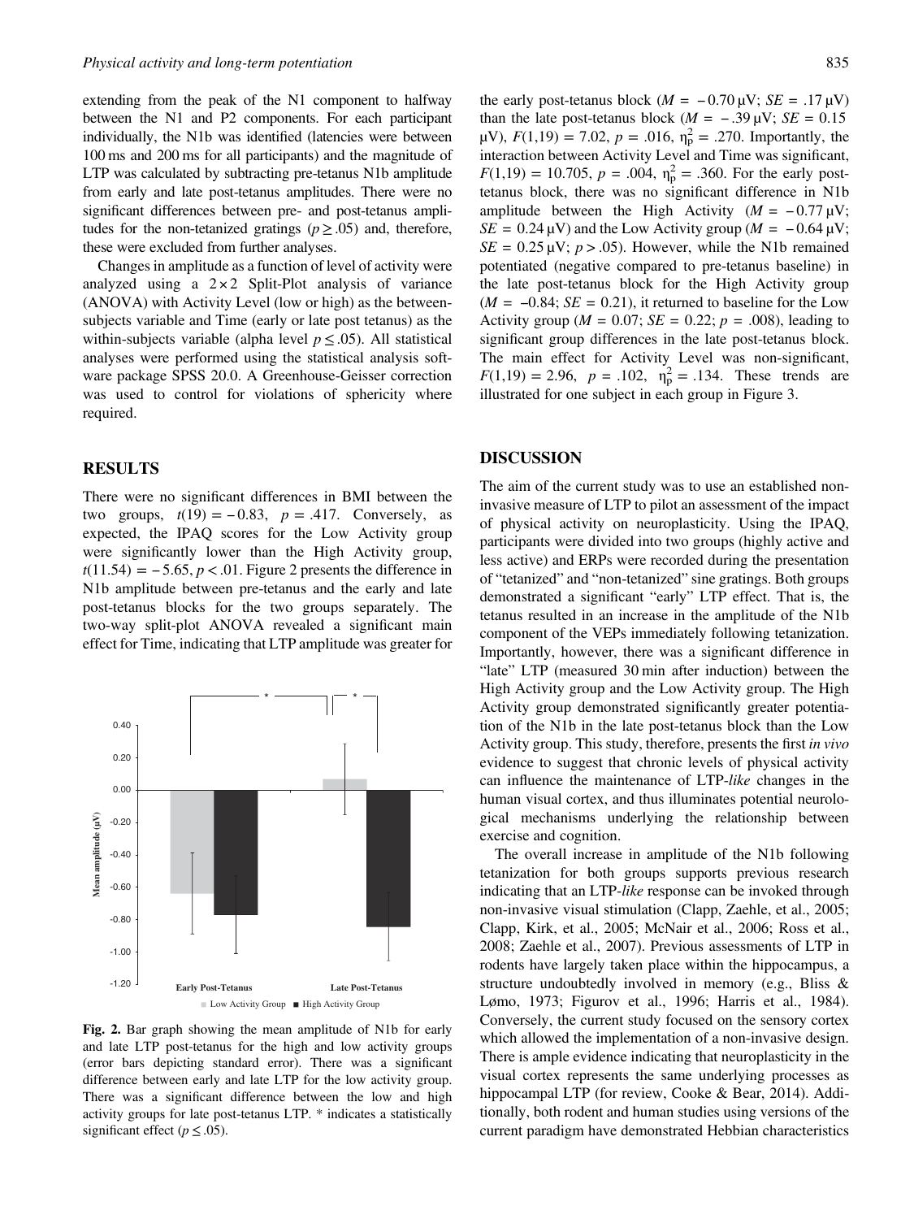extending from the peak of the N1 component to halfway between the N1 and P2 components. For each participant individually, the N1b was identified (latencies were between 100 ms and 200 ms for all participants) and the magnitude of LTP was calculated by subtracting pre-tetanus N1b amplitude from early and late post-tetanus amplitudes. There were no significant differences between pre- and post-tetanus amplitudes for the non-tetanized gratings ($p \geq .05$) and, therefore, these were excluded from further analyses.

Changes in amplitude as a function of level of activity were analyzed using a $2 \times 2$ Split-Plot analysis of variance (ANOVA) with Activity Level (low or high) as the between-subjects variable and Time (early or late post tetanus) as the within-subjects variable (alpha level $p \leq .05$). All statistical analyses were performed using the statistical analysis software package SPSS 20.0. A Greenhouse-Geisser correction was used to control for violations of sphericity where required.

## RESULTS

There were no significant differences in BMI between the two groups, $t(19) = -0.83$, $p = .417$. Conversely, as expected, the IPAQ scores for the Low Activity group were significantly lower than the High Activity group, $t(11.54) = -5.65$, $p < .01$. Figure 2 presents the difference in N1b amplitude between pre-tetanus and the early and late post-tetanus blocks for the two groups separately. The two-way split-plot ANOVA revealed a significant main effect for Time, indicating that LTP amplitude was greater for the early post-tetanus block ($M = -0.70\,\mu$V; $SE = .17\,\mu$V) than the late post-tetanus block ($M = -.39\,\mu$V; $SE = 0.15\,\mu$V), $F(1,19) = 7.02$, $p = .016$, $\eta_p^2 = .270$. Importantly, the interaction between Activity Level and Time was significant, $F(1,19) = 10.705$, $p = .004$, $\eta_p^2 = .360$. For the early post-tetanus block, there was no significant difference in N1b amplitude between the High Activity ($M = -0.77\,\mu$V; $SE = 0.24\,\mu$V) and the Low Activity group ($M = -0.64\,\mu$V; $SE = 0.25\,\mu$V; $p > .05$). However, while the N1b remained potentiated (negative compared to pre-tetanus baseline) in the late post-tetanus block for the High Activity group ($M = -0.84$; $SE = 0.21$), it returned to baseline for the Low Activity group ($M = 0.07$; $SE = 0.22$; $p = .008$), leading to significant group differences in the late post-tetanus block. The main effect for Activity Level was non-significant, $F(1,19) = 2.96$, $p = .102$, $\eta_p^2 = .134$. These trends are illustrated for one subject in each group in Figure 3.

**Fig. 2.** Bar graph showing the mean amplitude of N1b for early and late LTP post-tetanus for the high and low activity groups (error bars depicting standard error). There was a significant difference between early and late LTP for the low activity group. There was a significant difference between the low and high activity groups for late post-tetanus LTP. * indicates a statistically significant effect ($p \leq .05$).

## DISCUSSION

The aim of the current study was to use an established non-invasive measure of LTP to pilot an assessment of the impact of physical activity on neuroplasticity. Using the IPAQ, participants were divided into two groups (highly active and less active) and ERPs were recorded during the presentation of "tetanized" and "non-tetanized" sine gratings. Both groups demonstrated a significant "early" LTP effect. That is, the tetanus resulted in an increase in the amplitude of the N1b component of the VEPs immediately following tetanization. Importantly, however, there was a significant difference in "late" LTP (measured 30 min after induction) between the High Activity group and the Low Activity group. The High Activity group demonstrated significantly greater potentiation of the N1b in the late post-tetanus block than the Low Activity group. This study, therefore, presents the first *in vivo* evidence to suggest that chronic levels of physical activity can influence the maintenance of LTP-*like* changes in the human visual cortex, and thus illuminates potential neurological mechanisms underlying the relationship between exercise and cognition.

The overall increase in amplitude of the N1b following tetanization for both groups supports previous research indicating that an LTP-*like* response can be invoked through non-invasive visual stimulation (Clapp, Zaehle, et al., 2005; Clapp, Kirk, et al., 2005; McNair et al., 2006; Ross et al., 2008; Zaehle et al., 2007). Previous assessments of LTP in rodents have largely taken place within the hippocampus, a structure undoubtedly involved in memory (e.g., Bliss & Lømo, 1973; Figurov et al., 1996; Harris et al., 1984). Conversely, the current study focused on the sensory cortex which allowed the implementation of a non-invasive design. There is ample evidence indicating that neuroplasticity in the visual cortex represents the same underlying processes as hippocampal LTP (for review, Cooke & Bear, 2014). Additionally, both rodent and human studies using versions of the current paradigm have demonstrated Hebbian characteristics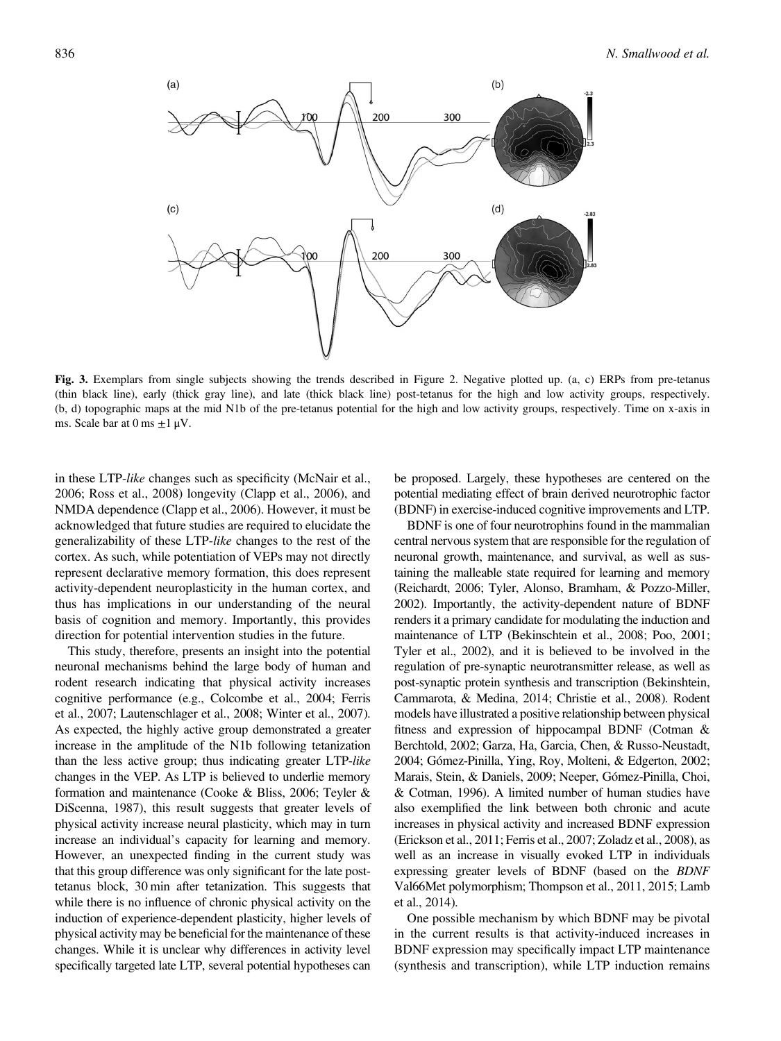Fig. 3. Exemplars from single subjects showing the trends described in Figure 2. Negative plotted up. (a, c) ERPs from pre-tetanus (thin black line), early (thick gray line), and late (thick black line) post-tetanus for the high and low activity groups, respectively. (b, d) topographic maps at the mid N1b of the pre-tetanus potential for the high and low activity groups, respectively. Time on x-axis in ms. Scale bar at 0 ms ±1 μV.

in these LTP-*like* changes such as specificity (McNair et al., 2006; Ross et al., 2008) longevity (Clapp et al., 2006), and NMDA dependence (Clapp et al., 2006). However, it must be acknowledged that future studies are required to elucidate the generalizability of these LTP-*like* changes to the rest of the cortex. As such, while potentiation of VEPs may not directly represent declarative memory formation, this does represent activity-dependent neuroplasticity in the human cortex, and thus has implications in our understanding of the neural basis of cognition and memory. Importantly, this provides direction for potential intervention studies in the future.

This study, therefore, presents an insight into the potential neuronal mechanisms behind the large body of human and rodent research indicating that physical activity increases cognitive performance (e.g., Colcombe et al., 2004; Ferris et al., 2007; Lautenschlager et al., 2008; Winter et al., 2007). As expected, the highly active group demonstrated a greater increase in the amplitude of the N1b following tetanization than the less active group; thus indicating greater LTP-*like* changes in the VEP. As LTP is believed to underlie memory formation and maintenance (Cooke & Bliss, 2006; Teyler & DiScenna, 1987), this result suggests that greater levels of physical activity increase neural plasticity, which may in turn increase an individual's capacity for learning and memory. However, an unexpected finding in the current study was that this group difference was only significant for the late post-tetanus block, 30 min after tetanization. This suggests that while there is no influence of chronic physical activity on the induction of experience-dependent plasticity, higher levels of physical activity may be beneficial for the maintenance of these changes. While it is unclear why differences in activity level specifically targeted late LTP, several potential hypotheses can be proposed. Largely, these hypotheses are centered on the potential mediating effect of brain derived neurotrophic factor (BDNF) in exercise-induced cognitive improvements and LTP.

BDNF is one of four neurotrophins found in the mammalian central nervous system that are responsible for the regulation of neuronal growth, maintenance, and survival, as well as sustaining the malleable state required for learning and memory (Reichardt, 2006; Tyler, Alonso, Bramham, & Pozzo-Miller, 2002). Importantly, the activity-dependent nature of BDNF renders it a primary candidate for modulating the induction and maintenance of LTP (Bekinschtein et al., 2008; Poo, 2001; Tyler et al., 2002), and it is believed to be involved in the regulation of pre-synaptic neurotransmitter release, as well as post-synaptic protein synthesis and transcription (Bekinshtein, Cammarota, & Medina, 2014; Christie et al., 2008). Rodent models have illustrated a positive relationship between physical fitness and expression of hippocampal BDNF (Cotman & Berchtold, 2002; Garza, Ha, Garcia, Chen, & Russo-Neustadt, 2004; Gómez-Pinilla, Ying, Roy, Molteni, & Edgerton, 2002; Marais, Stein, & Daniels, 2009; Neeper, Gómez-Pinilla, Choi, & Cotman, 1996). A limited number of human studies have also exemplified the link between both chronic and acute increases in physical activity and increased BDNF expression (Erickson et al., 2011; Ferris et al., 2007; Zoladz et al., 2008), as well as an increase in visually evoked LTP in individuals expressing greater levels of BDNF (based on the *BDNF* Val66Met polymorphism; Thompson et al., 2011, 2015; Lamb et al., 2014).

One possible mechanism by which BDNF may be pivotal in the current results is that activity-induced increases in BDNF expression may specifically impact LTP maintenance (synthesis and transcription), while LTP induction remains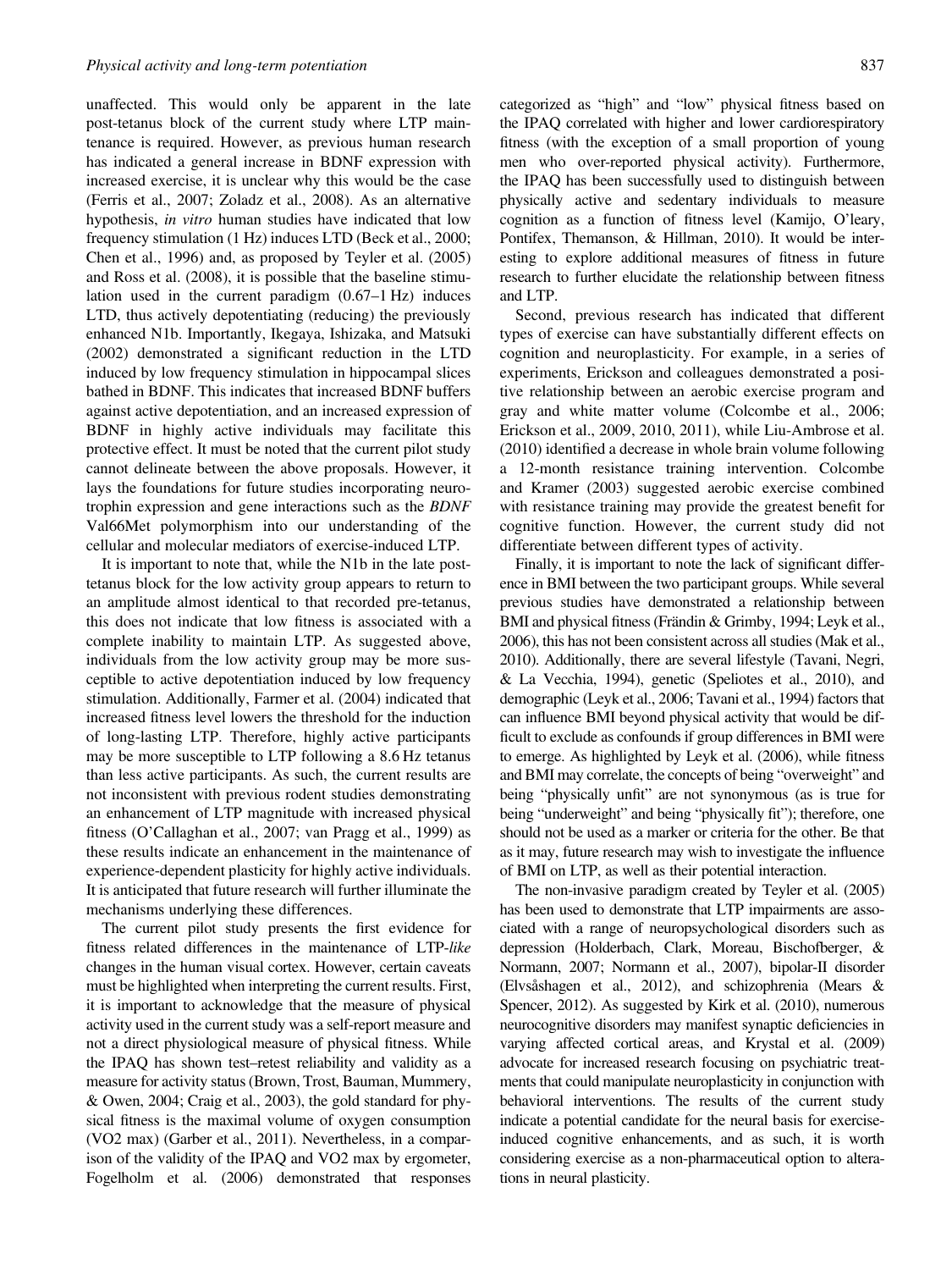unaffected. This would only be apparent in the late post-tetanus block of the current study where LTP maintenance is required. However, as previous human research has indicated a general increase in BDNF expression with increased exercise, it is unclear why this would be the case (Ferris et al., 2007; Zoladz et al., 2008). As an alternative hypothesis, *in vitro* human studies have indicated that low frequency stimulation (1 Hz) induces LTD (Beck et al., 2000; Chen et al., 1996) and, as proposed by Teyler et al. (2005) and Ross et al. (2008), it is possible that the baseline stimulation used in the current paradigm (0.67–1 Hz) induces LTD, thus actively depotentiating (reducing) the previously enhanced N1b. Importantly, Ikegaya, Ishizaka, and Matsuki (2002) demonstrated a significant reduction in the LTD induced by low frequency stimulation in hippocampal slices bathed in BDNF. This indicates that increased BDNF buffers against active depotentiation, and an increased expression of BDNF in highly active individuals may facilitate this protective effect. It must be noted that the current pilot study cannot delineate between the above proposals. However, it lays the foundations for future studies incorporating neurotrophin expression and gene interactions such as the *BDNF* Val66Met polymorphism into our understanding of the cellular and molecular mediators of exercise-induced LTP.

It is important to note that, while the N1b in the late post-tetanus block for the low activity group appears to return to an amplitude almost identical to that recorded pre-tetanus, this does not indicate that low fitness is associated with a complete inability to maintain LTP. As suggested above, individuals from the low activity group may be more susceptible to active depotentiation induced by low frequency stimulation. Additionally, Farmer et al. (2004) indicated that increased fitness level lowers the threshold for the induction of long-lasting LTP. Therefore, highly active participants may be more susceptible to LTP following a 8.6 Hz tetanus than less active participants. As such, the current results are not inconsistent with previous rodent studies demonstrating an enhancement of LTP magnitude with increased physical fitness (O'Callaghan et al., 2007; van Pragg et al., 1999) as these results indicate an enhancement in the maintenance of experience-dependent plasticity for highly active individuals. It is anticipated that future research will further illuminate the mechanisms underlying these differences.

The current pilot study presents the first evidence for fitness related differences in the maintenance of LTP-*like* changes in the human visual cortex. However, certain caveats must be highlighted when interpreting the current results. First, it is important to acknowledge that the measure of physical activity used in the current study was a self-report measure and not a direct physiological measure of physical fitness. While the IPAQ has shown test–retest reliability and validity as a measure for activity status (Brown, Trost, Bauman, Mummery, & Owen, 2004; Craig et al., 2003), the gold standard for physical fitness is the maximal volume of oxygen consumption (VO2 max) (Garber et al., 2011). Nevertheless, in a comparison of the validity of the IPAQ and VO2 max by ergometer, Fogelholm et al. (2006) demonstrated that responses categorized as "high" and "low" physical fitness based on the IPAQ correlated with higher and lower cardiorespiratory fitness (with the exception of a small proportion of young men who over-reported physical activity). Furthermore, the IPAQ has been successfully used to distinguish between physically active and sedentary individuals to measure cognition as a function of fitness level (Kamijo, O'leary, Pontifex, Themanson, & Hillman, 2010). It would be interesting to explore additional measures of fitness in future research to further elucidate the relationship between fitness and LTP.

Second, previous research has indicated that different types of exercise can have substantially different effects on cognition and neuroplasticity. For example, in a series of experiments, Erickson and colleagues demonstrated a positive relationship between an aerobic exercise program and gray and white matter volume (Colcombe et al., 2006; Erickson et al., 2009, 2010, 2011), while Liu-Ambrose et al. (2010) identified a decrease in whole brain volume following a 12-month resistance training intervention. Colcombe and Kramer (2003) suggested aerobic exercise combined with resistance training may provide the greatest benefit for cognitive function. However, the current study did not differentiate between different types of activity.

Finally, it is important to note the lack of significant difference in BMI between the two participant groups. While several previous studies have demonstrated a relationship between BMI and physical fitness (Frändin & Grimby, 1994; Leyk et al., 2006), this has not been consistent across all studies (Mak et al., 2010). Additionally, there are several lifestyle (Tavani, Negri, & La Vecchia, 1994), genetic (Speliotes et al., 2010), and demographic (Leyk et al., 2006; Tavani et al., 1994) factors that can influence BMI beyond physical activity that would be difficult to exclude as confounds if group differences in BMI were to emerge. As highlighted by Leyk et al. (2006), while fitness and BMI may correlate, the concepts of being "overweight" and being "physically unfit" are not synonymous (as is true for being "underweight" and being "physically fit"); therefore, one should not be used as a marker or criteria for the other. Be that as it may, future research may wish to investigate the influence of BMI on LTP, as well as their potential interaction.

The non-invasive paradigm created by Teyler et al. (2005) has been used to demonstrate that LTP impairments are associated with a range of neuropsychological disorders such as depression (Holderbach, Clark, Moreau, Bischofberger, & Normann, 2007; Normann et al., 2007), bipolar-II disorder (Elvsåshagen et al., 2012), and schizophrenia (Mears & Spencer, 2012). As suggested by Kirk et al. (2010), numerous neurocognitive disorders may manifest synaptic deficiencies in varying affected cortical areas, and Krystal et al. (2009) advocate for increased research focusing on psychiatric treatments that could manipulate neuroplasticity in conjunction with behavioral interventions. The results of the current study indicate a potential candidate for the neural basis for exercise-induced cognitive enhancements, and as such, it is worth considering exercise as a non-pharmaceutical option to alterations in neural plasticity.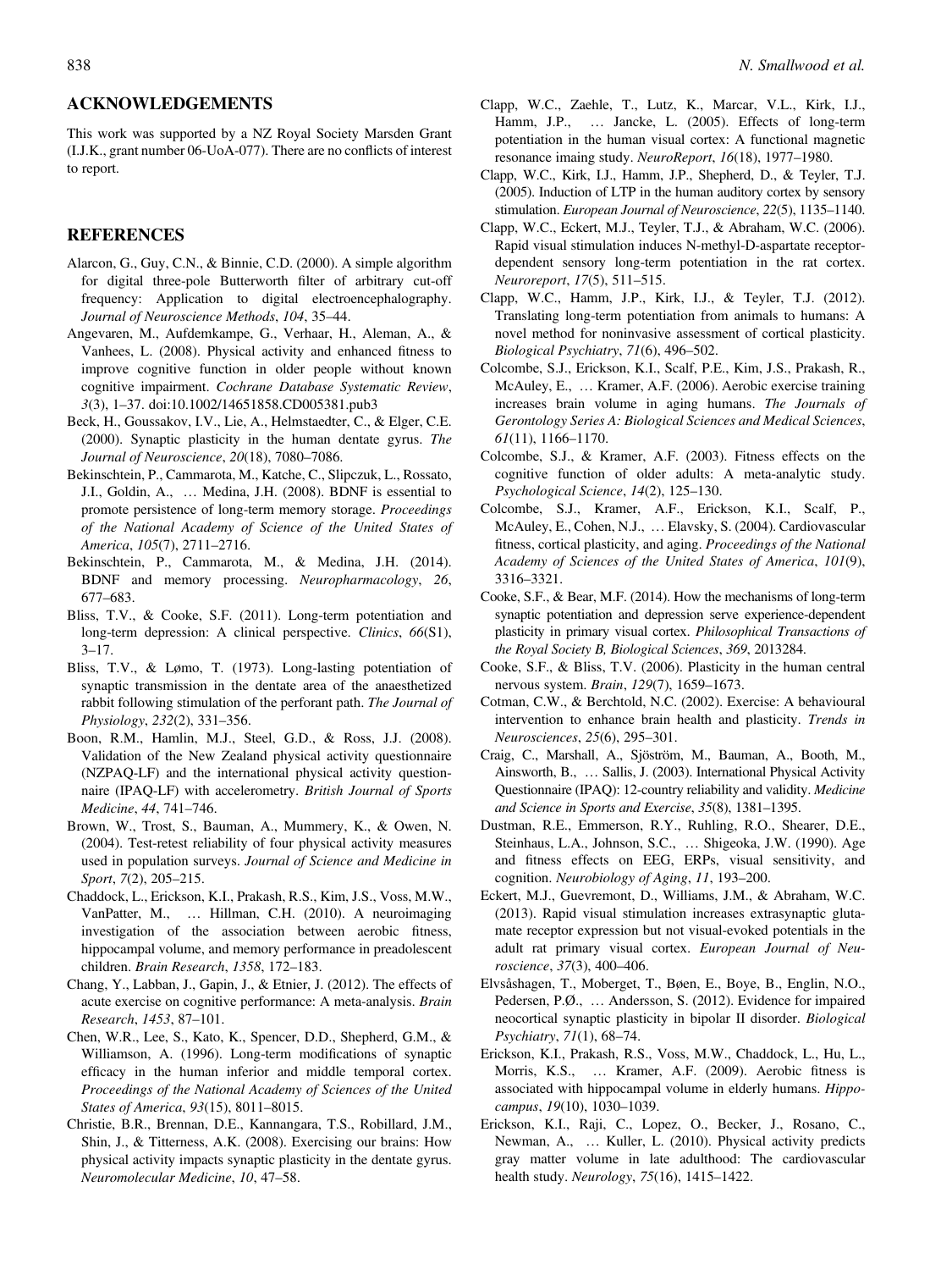## ACKNOWLEDGEMENTS

This work was supported by a NZ Royal Society Marsden Grant (I.J.K., grant number 06-UoA-077). There are no conflicts of interest to report.

## REFERENCES

Alarcon, G., Guy, C.N., & Binnie, C.D. (2000). A simple algorithm for digital three-pole Butterworth filter of arbitrary cut-off frequency: Application to digital electroencephalography. *Journal of Neuroscience Methods*, *104*, 35–44.

Angevaren, M., Aufdemkampe, G., Verhaar, H., Aleman, A., & Vanhees, L. (2008). Physical activity and enhanced fitness to improve cognitive function in older people without known cognitive impairment. *Cochrane Database Systematic Review*, *3*(3), 1–37. doi:10.1002/14651858.CD005381.pub3

Beck, H., Goussakov, I.V., Lie, A., Helmstaedter, C., & Elger, C.E. (2000). Synaptic plasticity in the human dentate gyrus. *The Journal of Neuroscience*, *20*(18), 7080–7086.

Bekinschtein, P., Cammarota, M., Katche, C., Slipczuk, L., Rossato, J.I., Goldin, A., … Medina, J.H. (2008). BDNF is essential to promote persistence of long-term memory storage. *Proceedings of the National Academy of Science of the United States of America*, *105*(7), 2711–2716.

Bekinschtein, P., Cammarota, M., & Medina, J.H. (2014). BDNF and memory processing. *Neuropharmacology*, *26*, 677–683.

Bliss, T.V., & Cooke, S.F. (2011). Long-term potentiation and long-term depression: A clinical perspective. *Clinics*, *66*(S1), 3–17.

Bliss, T.V., & Lømo, T. (1973). Long-lasting potentiation of synaptic transmission in the dentate area of the anaesthetized rabbit following stimulation of the perforant path. *The Journal of Physiology*, *232*(2), 331–356.

Boon, R.M., Hamlin, M.J., Steel, G.D., & Ross, J.J. (2008). Validation of the New Zealand physical activity questionnaire (NZPAQ-LF) and the international physical activity questionnaire (IPAQ-LF) with accelerometry. *British Journal of Sports Medicine*, *44*, 741–746.

Brown, W., Trost, S., Bauman, A., Mummery, K., & Owen, N. (2004). Test-retest reliability of four physical activity measures used in population surveys. *Journal of Science and Medicine in Sport*, *7*(2), 205–215.

Chaddock, L., Erickson, K.I., Prakash, R.S., Kim, J.S., Voss, M.W., VanPatter, M., … Hillman, C.H. (2010). A neuroimaging investigation of the association between aerobic fitness, hippocampal volume, and memory performance in preadolescent children. *Brain Research*, *1358*, 172–183.

Chang, Y., Labban, J., Gapin, J., & Etnier, J. (2012). The effects of acute exercise on cognitive performance: A meta-analysis. *Brain Research*, *1453*, 87–101.

Chen, W.R., Lee, S., Kato, K., Spencer, D.D., Shepherd, G.M., & Williamson, A. (1996). Long-term modifications of synaptic efficacy in the human inferior and middle temporal cortex. *Proceedings of the National Academy of Sciences of the United States of America*, *93*(15), 8011–8015.

Christie, B.R., Brennan, D.E., Kannangara, T.S., Robillard, J.M., Shin, J., & Titterness, A.K. (2008). Exercising our brains: How physical activity impacts synaptic plasticity in the dentate gyrus. *Neuromolecular Medicine*, *10*, 47–58.

Clapp, W.C., Zaehle, T., Lutz, K., Marcar, V.L., Kirk, I.J., Hamm, J.P., … Jancke, L. (2005). Effects of long-term potentiation in the human visual cortex: A functional magnetic resonance imaing study. *NeuroReport*, *16*(18), 1977–1980.

Clapp, W.C., Kirk, I.J., Hamm, J.P., Shepherd, D., & Teyler, T.J. (2005). Induction of LTP in the human auditory cortex by sensory stimulation. *European Journal of Neuroscience*, *22*(5), 1135–1140.

Clapp, W.C., Eckert, M.J., Teyler, T.J., & Abraham, W.C. (2006). Rapid visual stimulation induces N-methyl-D-aspartate receptor-dependent sensory long-term potentiation in the rat cortex. *Neuroreport*, *17*(5), 511–515.

Clapp, W.C., Hamm, J.P., Kirk, I.J., & Teyler, T.J. (2012). Translating long-term potentiation from animals to humans: A novel method for noninvasive assessment of cortical plasticity. *Biological Psychiatry*, *71*(6), 496–502.

Colcombe, S.J., Erickson, K.I., Scalf, P.E., Kim, J.S., Prakash, R., McAuley, E., … Kramer, A.F. (2006). Aerobic exercise training increases brain volume in aging humans. *The Journals of Gerontology Series A: Biological Sciences and Medical Sciences*, *61*(11), 1166–1170.

Colcombe, S.J., & Kramer, A.F. (2003). Fitness effects on the cognitive function of older adults: A meta-analytic study. *Psychological Science*, *14*(2), 125–130.

Colcombe, S.J., Kramer, A.F., Erickson, K.I., Scalf, P., McAuley, E., Cohen, N.J., … Elavsky, S. (2004). Cardiovascular fitness, cortical plasticity, and aging. *Proceedings of the National Academy of Sciences of the United States of America*, *101*(9), 3316–3321.

Cooke, S.F., & Bear, M.F. (2014). How the mechanisms of long-term synaptic potentiation and depression serve experience-dependent plasticity in primary visual cortex. *Philosophical Transactions of the Royal Society B, Biological Sciences*, *369*, 2013284.

Cooke, S.F., & Bliss, T.V. (2006). Plasticity in the human central nervous system. *Brain*, *129*(7), 1659–1673.

Cotman, C.W., & Berchtold, N.C. (2002). Exercise: A behavioural intervention to enhance brain health and plasticity. *Trends in Neurosciences*, *25*(6), 295–301.

Craig, C., Marshall, A., Sjöström, M., Bauman, A., Booth, M., Ainsworth, B., … Sallis, J. (2003). International Physical Activity Questionnaire (IPAQ): 12-country reliability and validity. *Medicine and Science in Sports and Exercise*, *35*(8), 1381–1395.

Dustman, R.E., Emmerson, R.Y., Ruhling, R.O., Shearer, D.E., Steinhaus, L.A., Johnson, S.C., … Shigeoka, J.W. (1990). Age and fitness effects on EEG, ERPs, visual sensitivity, and cognition. *Neurobiology of Aging*, *11*, 193–200.

Eckert, M.J., Guevremont, D., Williams, J.M., & Abraham, W.C. (2013). Rapid visual stimulation increases extrasynaptic glutamate receptor expression but not visual-evoked potentials in the adult rat primary visual cortex. *European Journal of Neuroscience*, *37*(3), 400–406.

Elvsåshagen, T., Moberget, T., Bøen, E., Boye, B., Englin, N.O., Pedersen, P.Ø., … Andersson, S. (2012). Evidence for impaired neocortical synaptic plasticity in bipolar II disorder. *Biological Psychiatry*, *71*(1), 68–74.

Erickson, K.I., Prakash, R.S., Voss, M.W., Chaddock, L., Hu, L., Morris, K.S., … Kramer, A.F. (2009). Aerobic fitness is associated with hippocampal volume in elderly humans. *Hippocampus*, *19*(10), 1030–1039.

Erickson, K.I., Raji, C., Lopez, O., Becker, J., Rosano, C., Newman, A., … Kuller, L. (2010). Physical activity predicts gray matter volume in late adulthood: The cardiovascular health study. *Neurology*, *75*(16), 1415–1422.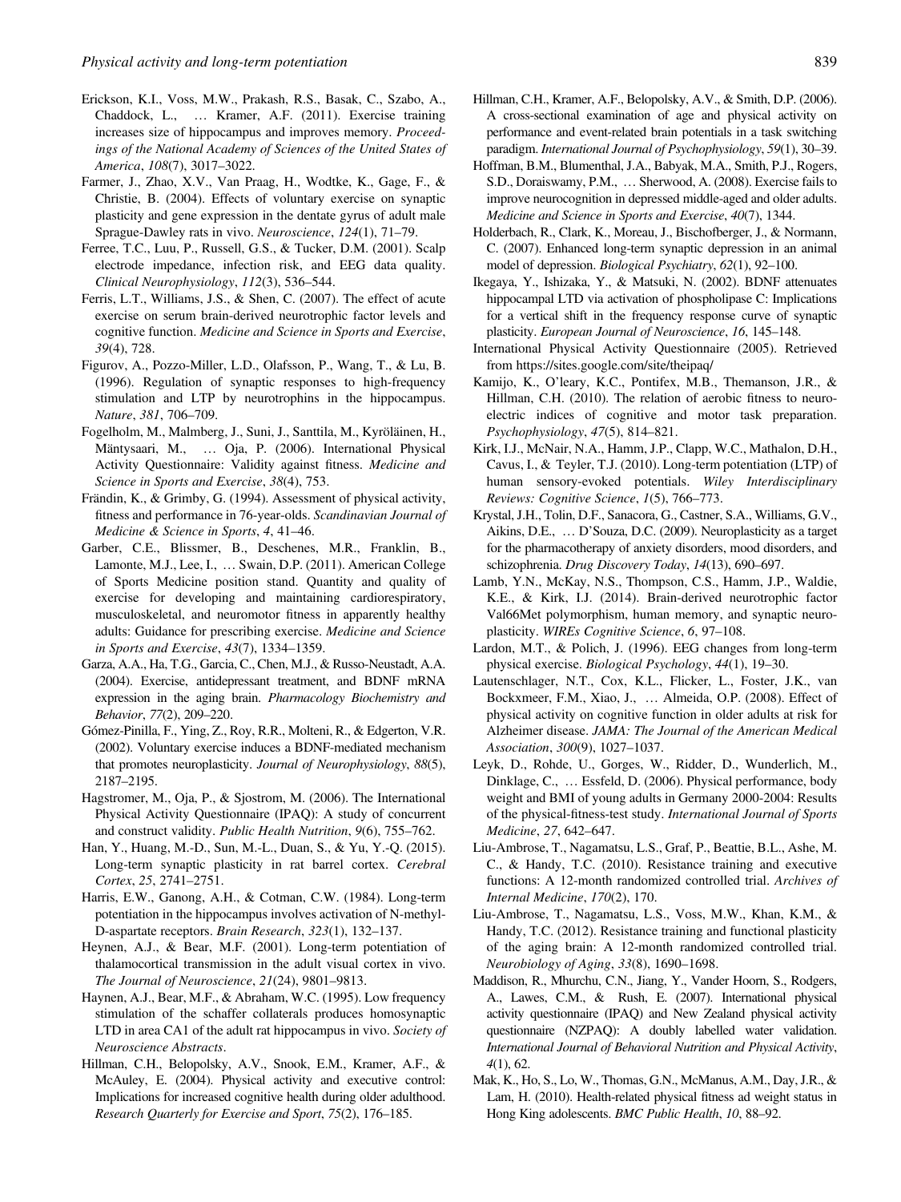Erickson, K.I., Voss, M.W., Prakash, R.S., Basak, C., Szabo, A., Chaddock, L., … Kramer, A.F. (2011). Exercise training increases size of hippocampus and improves memory. *Proceedings of the National Academy of Sciences of the United States of America*, *108*(7), 3017–3022.

Farmer, J., Zhao, X.V., Van Praag, H., Wodtke, K., Gage, F., & Christie, B. (2004). Effects of voluntary exercise on synaptic plasticity and gene expression in the dentate gyrus of adult male Sprague-Dawley rats in vivo. *Neuroscience*, *124*(1), 71–79.

Ferree, T.C., Luu, P., Russell, G.S., & Tucker, D.M. (2001). Scalp electrode impedance, infection risk, and EEG data quality. *Clinical Neurophysiology*, *112*(3), 536–544.

Ferris, L.T., Williams, J.S., & Shen, C. (2007). The effect of acute exercise on serum brain-derived neurotrophic factor levels and cognitive function. *Medicine and Science in Sports and Exercise*, *39*(4), 728.

Figurov, A., Pozzo-Miller, L.D., Olafsson, P., Wang, T., & Lu, B. (1996). Regulation of synaptic responses to high-frequency stimulation and LTP by neurotrophins in the hippocampus. *Nature*, *381*, 706–709.

Fogelholm, M., Malmberg, J., Suni, J., Santtila, M., Kyröläinen, H., Mäntysaari, M., … Oja, P. (2006). International Physical Activity Questionnaire: Validity against fitness. *Medicine and Science in Sports and Exercise*, *38*(4), 753.

Frändin, K., & Grimby, G. (1994). Assessment of physical activity, fitness and performance in 76-year-olds. *Scandinavian Journal of Medicine & Science in Sports*, *4*, 41–46.

Garber, C.E., Blissmer, B., Deschenes, M.R., Franklin, B., Lamonte, M.J., Lee, I., … Swain, D.P. (2011). American College of Sports Medicine position stand. Quantity and quality of exercise for developing and maintaining cardiorespiratory, musculoskeletal, and neuromotor fitness in apparently healthy adults: Guidance for prescribing exercise. *Medicine and Science in Sports and Exercise*, *43*(7), 1334–1359.

Garza, A.A., Ha, T.G., Garcia, C., Chen, M.J., & Russo-Neustadt, A.A. (2004). Exercise, antidepressant treatment, and BDNF mRNA expression in the aging brain. *Pharmacology Biochemistry and Behavior*, *77*(2), 209–220.

Gómez-Pinilla, F., Ying, Z., Roy, R.R., Molteni, R., & Edgerton, V.R. (2002). Voluntary exercise induces a BDNF-mediated mechanism that promotes neuroplasticity. *Journal of Neurophysiology*, *88*(5), 2187–2195.

Hagstromer, M., Oja, P., & Sjostrom, M. (2006). The International Physical Activity Questionnaire (IPAQ): A study of concurrent and construct validity. *Public Health Nutrition*, *9*(6), 755–762.

Han, Y., Huang, M.-D., Sun, M.-L., Duan, S., & Yu, Y.-Q. (2015). Long-term synaptic plasticity in rat barrel cortex. *Cerebral Cortex*, *25*, 2741–2751.

Harris, E.W., Ganong, A.H., & Cotman, C.W. (1984). Long-term potentiation in the hippocampus involves activation of N-methyl-D-aspartate receptors. *Brain Research*, *323*(1), 132–137.

Heynen, A.J., & Bear, M.F. (2001). Long-term potentiation of thalamocortical transmission in the adult visual cortex in vivo. *The Journal of Neuroscience*, *21*(24), 9801–9813.

Haynen, A.J., Bear, M.F., & Abraham, W.C. (1995). Low frequency stimulation of the schaffer collaterals produces homosynaptic LTD in area CA1 of the adult rat hippocampus in vivo. *Society of Neuroscience Abstracts*.

Hillman, C.H., Belopolsky, A.V., Snook, E.M., Kramer, A.F., & McAuley, E. (2004). Physical activity and executive control: Implications for increased cognitive health during older adulthood. *Research Quarterly for Exercise and Sport*, *75*(2), 176–185.

Hillman, C.H., Kramer, A.F., Belopolsky, A.V., & Smith, D.P. (2006). A cross-sectional examination of age and physical activity on performance and event-related brain potentials in a task switching paradigm. *International Journal of Psychophysiology*, *59*(1), 30–39.

Hoffman, B.M., Blumenthal, J.A., Babyak, M.A., Smith, P.J., Rogers, S.D., Doraiswamy, P.M., … Sherwood, A. (2008). Exercise fails to improve neurocognition in depressed middle-aged and older adults. *Medicine and Science in Sports and Exercise*, *40*(7), 1344.

Holderbach, R., Clark, K., Moreau, J., Bischofberger, J., & Normann, C. (2007). Enhanced long-term synaptic depression in an animal model of depression. *Biological Psychiatry*, *62*(1), 92–100.

Ikegaya, Y., Ishizaka, Y., & Matsuki, N. (2002). BDNF attenuates hippocampal LTD via activation of phospholipase C: Implications for a vertical shift in the frequency response curve of synaptic plasticity. *European Journal of Neuroscience*, *16*, 145–148.

International Physical Activity Questionnaire (2005). Retrieved from https://sites.google.com/site/theipaq/

Kamijo, K., O'leary, K.C., Pontifex, M.B., Themanson, J.R., & Hillman, C.H. (2010). The relation of aerobic fitness to neuroelectric indices of cognitive and motor task preparation. *Psychophysiology*, *47*(5), 814–821.

Kirk, I.J., McNair, N.A., Hamm, J.P., Clapp, W.C., Mathalon, D.H., Cavus, I., & Teyler, T.J. (2010). Long-term potentiation (LTP) of human sensory-evoked potentials. *Wiley Interdisciplinary Reviews: Cognitive Science*, *1*(5), 766–773.

Krystal, J.H., Tolin, D.F., Sanacora, G., Castner, S.A., Williams, G.V., Aikins, D.E., … D'Souza, D.C. (2009). Neuroplasticity as a target for the pharmacotherapy of anxiety disorders, mood disorders, and schizophrenia. *Drug Discovery Today*, *14*(13), 690–697.

Lamb, Y.N., McKay, N.S., Thompson, C.S., Hamm, J.P., Waldie, K.E., & Kirk, I.J. (2014). Brain-derived neurotrophic factor Val66Met polymorphism, human memory, and synaptic neuroplasticity. *WIREs Cognitive Science*, *6*, 97–108.

Lardon, M.T., & Polich, J. (1996). EEG changes from long-term physical exercise. *Biological Psychology*, *44*(1), 19–30.

Lautenschlager, N.T., Cox, K.L., Flicker, L., Foster, J.K., van Bockxmeer, F.M., Xiao, J., … Almeida, O.P. (2008). Effect of physical activity on cognitive function in older adults at risk for Alzheimer disease. *JAMA: The Journal of the American Medical Association*, *300*(9), 1027–1037.

Leyk, D., Rohde, U., Gorges, W., Ridder, D., Wunderlich, M., Dinklage, C., … Essfeld, D. (2006). Physical performance, body weight and BMI of young adults in Germany 2000-2004: Results of the physical-fitness-test study. *International Journal of Sports Medicine*, *27*, 642–647.

Liu-Ambrose, T., Nagamatsu, L.S., Graf, P., Beattie, B.L., Ashe, M. C., & Handy, T.C. (2010). Resistance training and executive functions: A 12-month randomized controlled trial. *Archives of Internal Medicine*, *170*(2), 170.

Liu-Ambrose, T., Nagamatsu, L.S., Voss, M.W., Khan, K.M., & Handy, T.C. (2012). Resistance training and functional plasticity of the aging brain: A 12-month randomized controlled trial. *Neurobiology of Aging*, *33*(8), 1690–1698.

Maddison, R., Mhurchu, C.N., Jiang, Y., Vander Hoorn, S., Rodgers, A., Lawes, C.M., & Rush, E. (2007). International physical activity questionnaire (IPAQ) and New Zealand physical activity questionnaire (NZPAQ): A doubly labelled water validation. *International Journal of Behavioral Nutrition and Physical Activity*, *4*(1), 62.

Mak, K., Ho, S., Lo, W., Thomas, G.N., McManus, A.M., Day, J.R., & Lam, H. (2010). Health-related physical fitness ad weight status in Hong King adolescents. *BMC Public Health*, *10*, 88–92.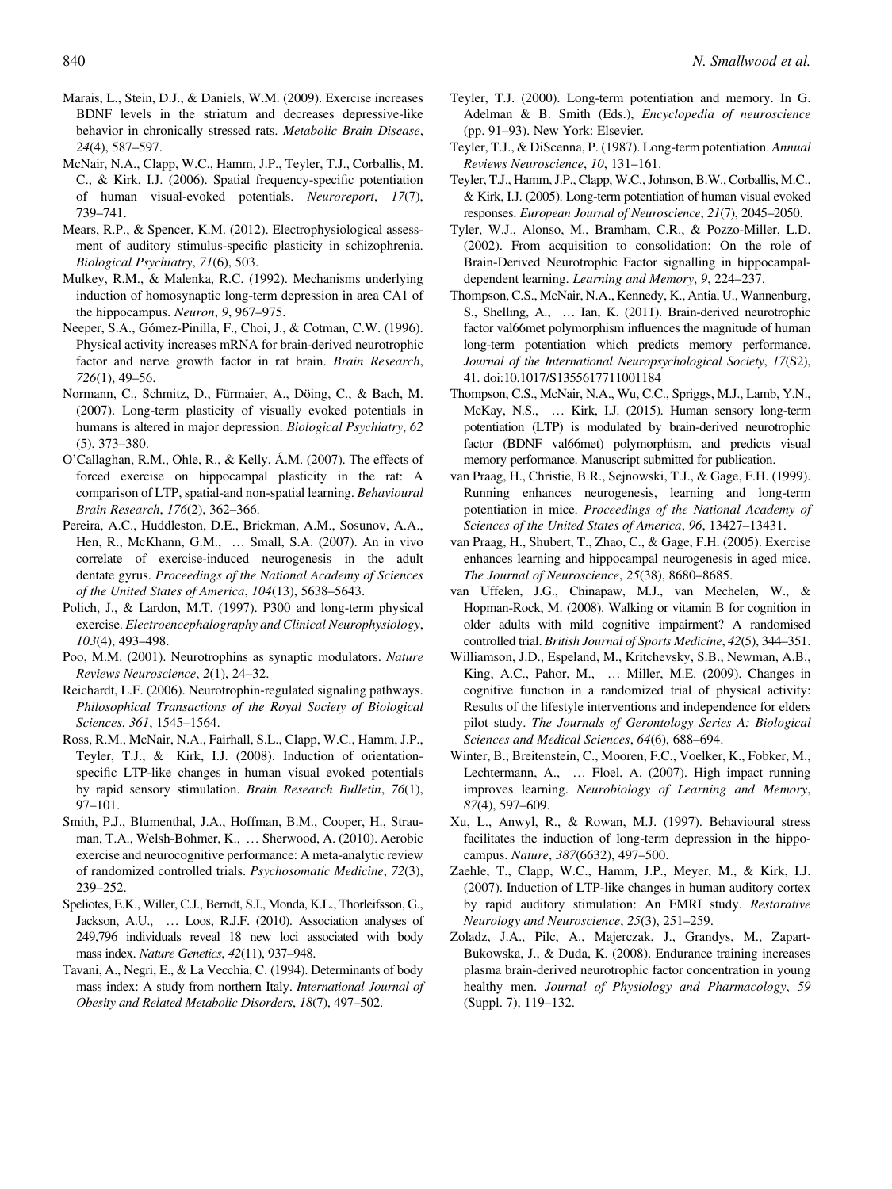Marais, L., Stein, D.J., & Daniels, W.M. (2009). Exercise increases BDNF levels in the striatum and decreases depressive-like behavior in chronically stressed rats. *Metabolic Brain Disease*, *24*(4), 587–597.

McNair, N.A., Clapp, W.C., Hamm, J.P., Teyler, T.J., Corballis, M. C., & Kirk, I.J. (2006). Spatial frequency-specific potentiation of human visual-evoked potentials. *Neuroreport*, *17*(7), 739–741.

Mears, R.P., & Spencer, K.M. (2012). Electrophysiological assessment of auditory stimulus-specific plasticity in schizophrenia. *Biological Psychiatry*, *71*(6), 503.

Mulkey, R.M., & Malenka, R.C. (1992). Mechanisms underlying induction of homosynaptic long-term depression in area CA1 of the hippocampus. *Neuron*, *9*, 967–975.

Neeper, S.A., Gómez-Pinilla, F., Choi, J., & Cotman, C.W. (1996). Physical activity increases mRNA for brain-derived neurotrophic factor and nerve growth factor in rat brain. *Brain Research*, *726*(1), 49–56.

Normann, C., Schmitz, D., Fürmaier, A., Döing, C., & Bach, M. (2007). Long-term plasticity of visually evoked potentials in humans is altered in major depression. *Biological Psychiatry*, *62* (5), 373–380.

O'Callaghan, R.M., Ohle, R., & Kelly, Á.M. (2007). The effects of forced exercise on hippocampal plasticity in the rat: A comparison of LTP, spatial-and non-spatial learning. *Behavioural Brain Research*, *176*(2), 362–366.

Pereira, A.C., Huddleston, D.E., Brickman, A.M., Sosunov, A.A., Hen, R., McKhann, G.M., … Small, S.A. (2007). An in vivo correlate of exercise-induced neurogenesis in the adult dentate gyrus. *Proceedings of the National Academy of Sciences of the United States of America*, *104*(13), 5638–5643.

Polich, J., & Lardon, M.T. (1997). P300 and long-term physical exercise. *Electroencephalography and Clinical Neurophysiology*, *103*(4), 493–498.

Poo, M.M. (2001). Neurotrophins as synaptic modulators. *Nature Reviews Neuroscience*, *2*(1), 24–32.

Reichardt, L.F. (2006). Neurotrophin-regulated signaling pathways. *Philosophical Transactions of the Royal Society of Biological Sciences*, *361*, 1545–1564.

Ross, R.M., McNair, N.A., Fairhall, S.L., Clapp, W.C., Hamm, J.P., Teyler, T.J., & Kirk, I.J. (2008). Induction of orientation-specific LTP-like changes in human visual evoked potentials by rapid sensory stimulation. *Brain Research Bulletin*, *76*(1), 97–101.

Smith, P.J., Blumenthal, J.A., Hoffman, B.M., Cooper, H., Strauman, T.A., Welsh-Bohmer, K., … Sherwood, A. (2010). Aerobic exercise and neurocognitive performance: A meta-analytic review of randomized controlled trials. *Psychosomatic Medicine*, *72*(3), 239–252.

Speliotes, E.K., Willer, C.J., Berndt, S.I., Monda, K.L., Thorleifsson, G., Jackson, A.U., … Loos, R.J.F. (2010). Association analyses of 249,796 individuals reveal 18 new loci associated with body mass index. *Nature Genetics*, *42*(11), 937–948.

Tavani, A., Negri, E., & La Vecchia, C. (1994). Determinants of body mass index: A study from northern Italy. *International Journal of Obesity and Related Metabolic Disorders*, *18*(7), 497–502.

Teyler, T.J. (2000). Long-term potentiation and memory. In G. Adelman & B. Smith (Eds.), *Encyclopedia of neuroscience* (pp. 91–93). New York: Elsevier.

Teyler, T.J., & DiScenna, P. (1987). Long-term potentiation. *Annual Reviews Neuroscience*, *10*, 131–161.

Teyler, T.J., Hamm, J.P., Clapp, W.C., Johnson, B.W., Corballis, M.C., & Kirk, I.J. (2005). Long-term potentiation of human visual evoked responses. *European Journal of Neuroscience*, *21*(7), 2045–2050.

Tyler, W.J., Alonso, M., Bramham, C.R., & Pozzo-Miller, L.D. (2002). From acquisition to consolidation: On the role of Brain-Derived Neurotrophic Factor signalling in hippocampal-dependent learning. *Learning and Memory*, *9*, 224–237.

Thompson, C.S., McNair, N.A., Kennedy, K., Antia, U., Wannenburg, S., Shelling, A., … Ian, K. (2011). Brain-derived neurotrophic factor val66met polymorphism influences the magnitude of human long-term potentiation which predicts memory performance. *Journal of the International Neuropsychological Society*, *17*(S2), 41. doi:10.1017/S1355617711001184

Thompson, C.S., McNair, N.A., Wu, C.C., Spriggs, M.J., Lamb, Y.N., McKay, N.S., … Kirk, I.J. (2015). Human sensory long-term potentiation (LTP) is modulated by brain-derived neurotrophic factor (BDNF val66met) polymorphism, and predicts visual memory performance. Manuscript submitted for publication.

van Praag, H., Christie, B.R., Sejnowski, T.J., & Gage, F.H. (1999). Running enhances neurogenesis, learning and long-term potentiation in mice. *Proceedings of the National Academy of Sciences of the United States of America*, *96*, 13427–13431.

van Praag, H., Shubert, T., Zhao, C., & Gage, F.H. (2005). Exercise enhances learning and hippocampal neurogenesis in aged mice. *The Journal of Neuroscience*, *25*(38), 8680–8685.

van Uffelen, J.G., Chinapaw, M.J., van Mechelen, W., & Hopman-Rock, M. (2008). Walking or vitamin B for cognition in older adults with mild cognitive impairment? A randomised controlled trial. *British Journal of Sports Medicine*, *42*(5), 344–351.

Williamson, J.D., Espeland, M., Kritchevsky, S.B., Newman, A.B., King, A.C., Pahor, M., … Miller, M.E. (2009). Changes in cognitive function in a randomized trial of physical activity: Results of the lifestyle interventions and independence for elders pilot study. *The Journals of Gerontology Series A: Biological Sciences and Medical Sciences*, *64*(6), 688–694.

Winter, B., Breitenstein, C., Mooren, F.C., Voelker, K., Fobker, M., Lechtermann, A., … Floel, A. (2007). High impact running improves learning. *Neurobiology of Learning and Memory*, *87*(4), 597–609.

Xu, L., Anwyl, R., & Rowan, M.J. (1997). Behavioural stress facilitates the induction of long-term depression in the hippocampus. *Nature*, *387*(6632), 497–500.

Zaehle, T., Clapp, W.C., Hamm, J.P., Meyer, M., & Kirk, I.J. (2007). Induction of LTP-like changes in human auditory cortex by rapid auditory stimulation: An FMRI study. *Restorative Neurology and Neuroscience*, *25*(3), 251–259.

Zoladz, J.A., Pilc, A., Majerczak, J., Grandys, M., Zapart-Bukowska, J., & Duda, K. (2008). Endurance training increases plasma brain-derived neurotrophic factor concentration in young healthy men. *Journal of Physiology and Pharmacology*, *59* (Suppl. 7), 119–132.